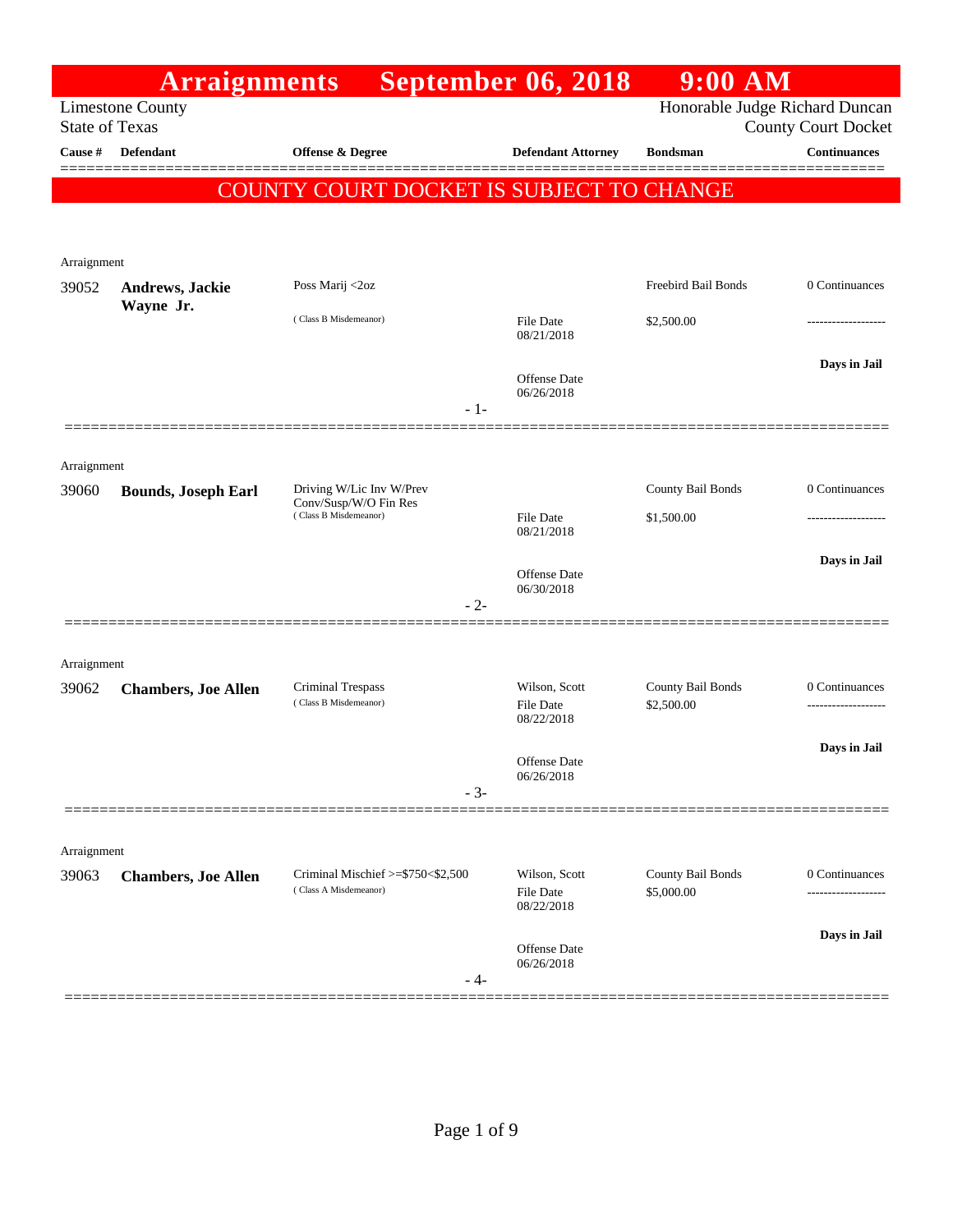# Arraignments September 06, 2018 9:00 AM

Limestone County
State of Texas

Honorable Judge Richard Duncan
County Court Docket

**COUNTY COURT DOCKET IS SUBJECT TO CHANGE**

| Cause # | Defendant | Offense & Degree | Defendant Attorney | Bondsman | Continuances |
|---|---|---|---|---|---|
| Arraignment | | | | | |
| 39052 | **Andrews, Jackie Wayne Jr.** | Poss Marij <2oz (Class B Misdemeanor) | File Date 08/21/2018<br>Offense Date 06/26/2018 | Freebird Bail Bonds<br>$2,500.00 | 0 Continuances<br>-------------------<br>**Days in Jail** |
| Arraignment | | | | | |
| 39060 | **Bounds, Joseph Earl** | Driving W/Lic Inv W/Prev Conv/Susp/W/O Fin Res (Class B Misdemeanor) | File Date 08/21/2018<br>Offense Date 06/30/2018 | County Bail Bonds<br>$1,500.00 | 0 Continuances<br>-------------------<br>**Days in Jail** |
| Arraignment | | | | | |
| 39062 | **Chambers, Joe Allen** | Criminal Trespass (Class B Misdemeanor) | Wilson, Scott<br>File Date 08/22/2018<br>Offense Date 06/26/2018 | County Bail Bonds<br>$2,500.00 | 0 Continuances<br>-------------------<br>**Days in Jail** |
| Arraignment | | | | | |
| 39063 | **Chambers, Joe Allen** | Criminal Mischief >=$750<$2,500 (Class A Misdemeanor) | Wilson, Scott<br>File Date 08/22/2018<br>Offense Date 06/26/2018 | County Bail Bonds<br>$5,000.00 | 0 Continuances<br>-------------------<br>**Days in Jail** |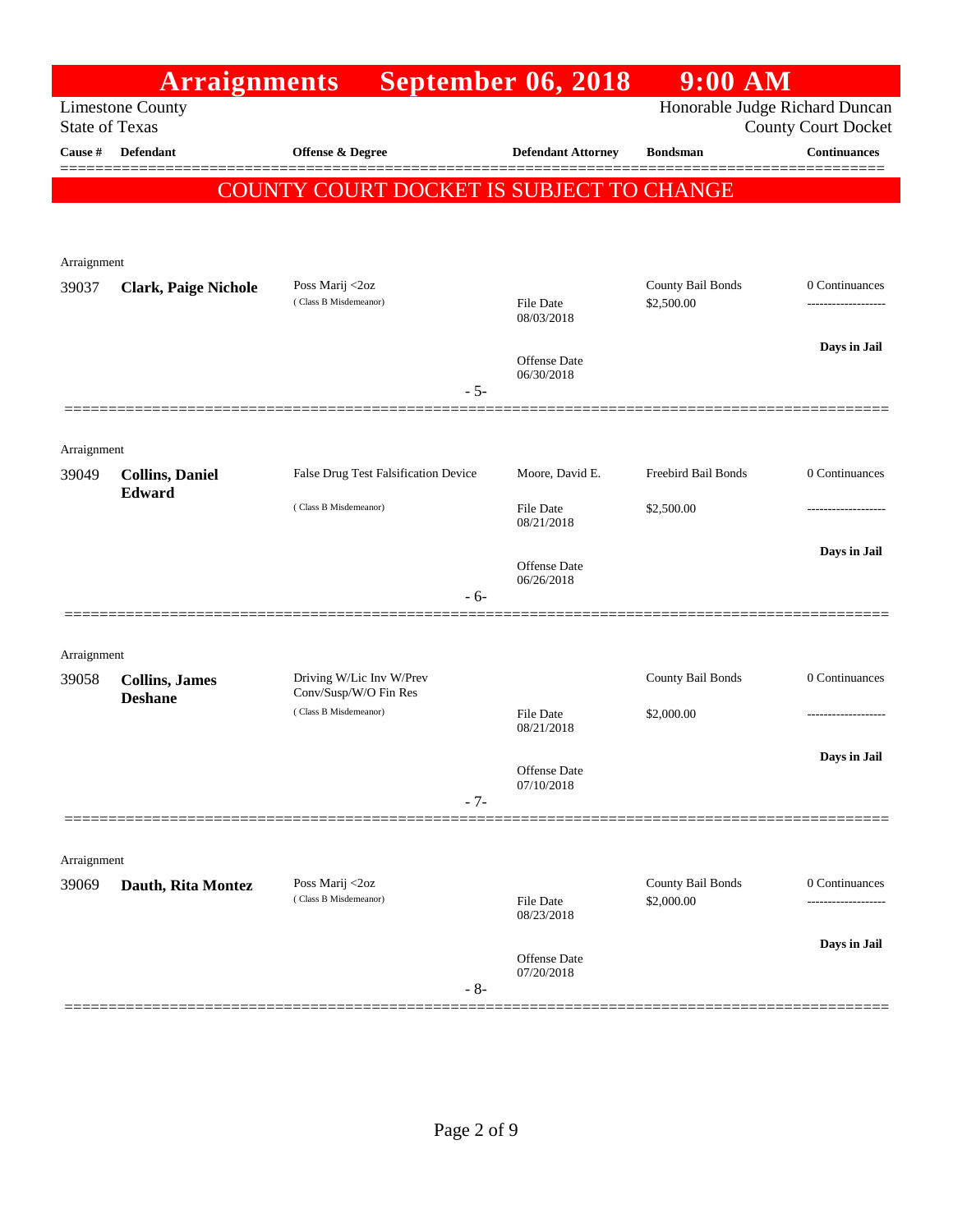# Arraignments September 06, 2018 9:00 AM

Limestone County
State of Texas

Honorable Judge Richard Duncan
County Court Docket

**COUNTY COURT DOCKET IS SUBJECT TO CHANGE**

| Cause # | Defendant | Offense & Degree | | Defendant Attorney | Bondsman | Continuances |
|---|---|---|---|---|---|---|
| Arraignment | | | | | | |
| 39037 | **Clark, Paige Nichole** | Poss Marij <2oz (Class B Misdemeanor) | | File Date 08/03/2018; Offense Date 06/30/2018 | County Bail Bonds $2,500.00 | 0 Continuances; Days in Jail |
| | | | - 5- | | | |
| Arraignment | | | | | | |
| 39049 | **Collins, Daniel Edward** | False Drug Test Falsification Device (Class B Misdemeanor) | | Moore, David E.; File Date 08/21/2018; Offense Date 06/26/2018 | Freebird Bail Bonds $2,500.00 | 0 Continuances; Days in Jail |
| | | | - 6- | | | |
| Arraignment | | | | | | |
| 39058 | **Collins, James Deshane** | Driving W/Lic Inv W/Prev Conv/Susp/W/O Fin Res (Class B Misdemeanor) | | File Date 08/21/2018; Offense Date 07/10/2018 | County Bail Bonds $2,000.00 | 0 Continuances; Days in Jail |
| | | | - 7- | | | |
| Arraignment | | | | | | |
| 39069 | **Dauth, Rita Montez** | Poss Marij <2oz (Class B Misdemeanor) | | File Date 08/23/2018; Offense Date 07/20/2018 | County Bail Bonds $2,000.00 | 0 Continuances; Days in Jail |
| | | | - 8- | | | |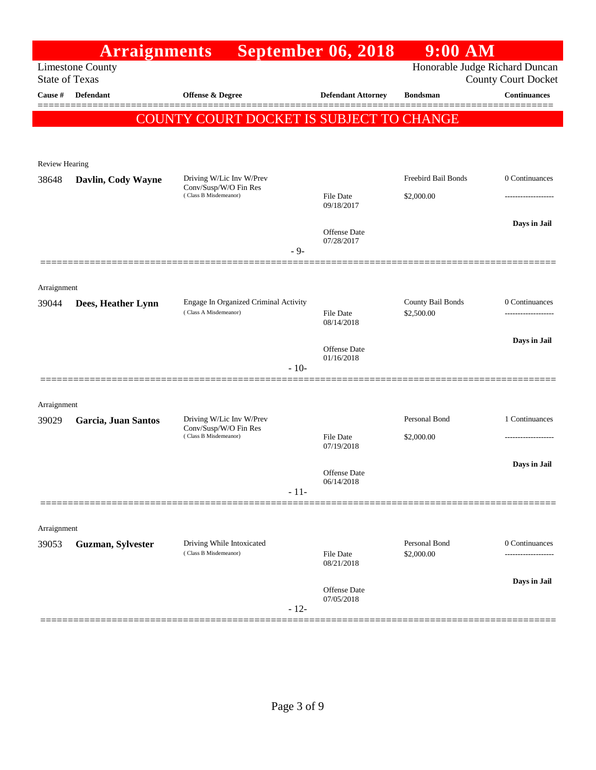# Arraignments September 06, 2018 9:00 AM

Limestone County
State of Texas

Honorable Judge Richard Duncan
County Court Docket

| Cause # | Defendant | Offense & Degree | Defendant Attorney | Bondsman | Continuances |
|---|---|---|---|---|---|

**COUNTY COURT DOCKET IS SUBJECT TO CHANGE**

Review Hearing

| Cause # | Defendant | Offense & Degree | Defendant Attorney | Bondsman | Continuances |
|---|---|---|---|---|---|
| 38648 | **Davlin, Cody Wayne** | Driving W/Lic Inv W/Prev Conv/Susp/W/O Fin Res (Class B Misdemeanor) | File Date 09/18/2017<br>Offense Date 07/28/2017 | Freebird Bail Bonds<br>$2,000.00 | 0 Continuances<br>Days in Jail |

- 9-

Arraignment

| Cause # | Defendant | Offense & Degree | Defendant Attorney | Bondsman | Continuances |
|---|---|---|---|---|---|
| 39044 | **Dees, Heather Lynn** | Engage In Organized Criminal Activity (Class A Misdemeanor) | File Date 08/14/2018<br>Offense Date 01/16/2018 | County Bail Bonds<br>$2,500.00 | 0 Continuances<br>Days in Jail |

- 10-

Arraignment

| Cause # | Defendant | Offense & Degree | Defendant Attorney | Bondsman | Continuances |
|---|---|---|---|---|---|
| 39029 | **Garcia, Juan Santos** | Driving W/Lic Inv W/Prev Conv/Susp/W/O Fin Res (Class B Misdemeanor) | File Date 07/19/2018<br>Offense Date 06/14/2018 | Personal Bond<br>$2,000.00 | 1 Continuances<br>Days in Jail |

- 11-

Arraignment

| Cause # | Defendant | Offense & Degree | Defendant Attorney | Bondsman | Continuances |
|---|---|---|---|---|---|
| 39053 | **Guzman, Sylvester** | Driving While Intoxicated (Class B Misdemeanor) | File Date 08/21/2018<br>Offense Date 07/05/2018 | Personal Bond<br>$2,000.00 | 0 Continuances<br>Days in Jail |

- 12-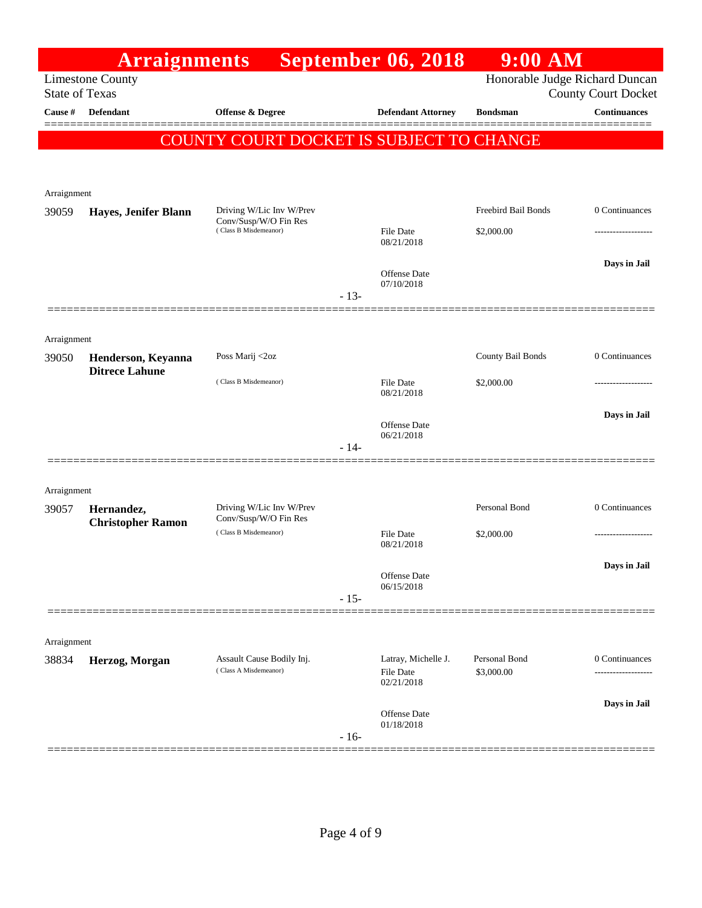# Arraignments September 06, 2018 9:00 AM

Limestone County
State of Texas

Honorable Judge Richard Duncan
County Court Docket

| Cause # | Defendant | Offense & Degree | Defendant Attorney | Bondsman | Continuances |
|---|---|---|---|---|---|

**COUNTY COURT DOCKET IS SUBJECT TO CHANGE**

---

Arraignment

| Cause # | Defendant | Offense & Degree | Defendant Attorney | Bondsman | Continuances |
|---|---|---|---|---|---|
| 39059 | **Hayes, Jenifer Blann** | Driving W/Lic Inv W/Prev Conv/Susp/W/O Fin Res (Class B Misdemeanor) | File Date 08/21/2018 | Freebird Bail Bonds $2,000.00 | 0 Continuances |
| | | | Offense Date 07/10/2018 | | Days in Jail |

- 13-

---

Arraignment

| Cause # | Defendant | Offense & Degree | Defendant Attorney | Bondsman | Continuances |
|---|---|---|---|---|---|
| 39050 | **Henderson, Keyanna Ditrece Lahune** | Poss Marij <2oz (Class B Misdemeanor) | File Date 08/21/2018 | County Bail Bonds $2,000.00 | 0 Continuances |
| | | | Offense Date 06/21/2018 | | Days in Jail |

- 14-

---

Arraignment

| Cause # | Defendant | Offense & Degree | Defendant Attorney | Bondsman | Continuances |
|---|---|---|---|---|---|
| 39057 | **Hernandez, Christopher Ramon** | Driving W/Lic Inv W/Prev Conv/Susp/W/O Fin Res (Class B Misdemeanor) | File Date 08/21/2018 | Personal Bond $2,000.00 | 0 Continuances |
| | | | Offense Date 06/15/2018 | | Days in Jail |

- 15-

---

Arraignment

| Cause # | Defendant | Offense & Degree | Defendant Attorney | Bondsman | Continuances |
|---|---|---|---|---|---|
| 38834 | **Herzog, Morgan** | Assault Cause Bodily Inj. (Class A Misdemeanor) | Latray, Michelle J. File Date 02/21/2018 | Personal Bond $3,000.00 | 0 Continuances |
| | | | Offense Date 01/18/2018 | | Days in Jail |

- 16-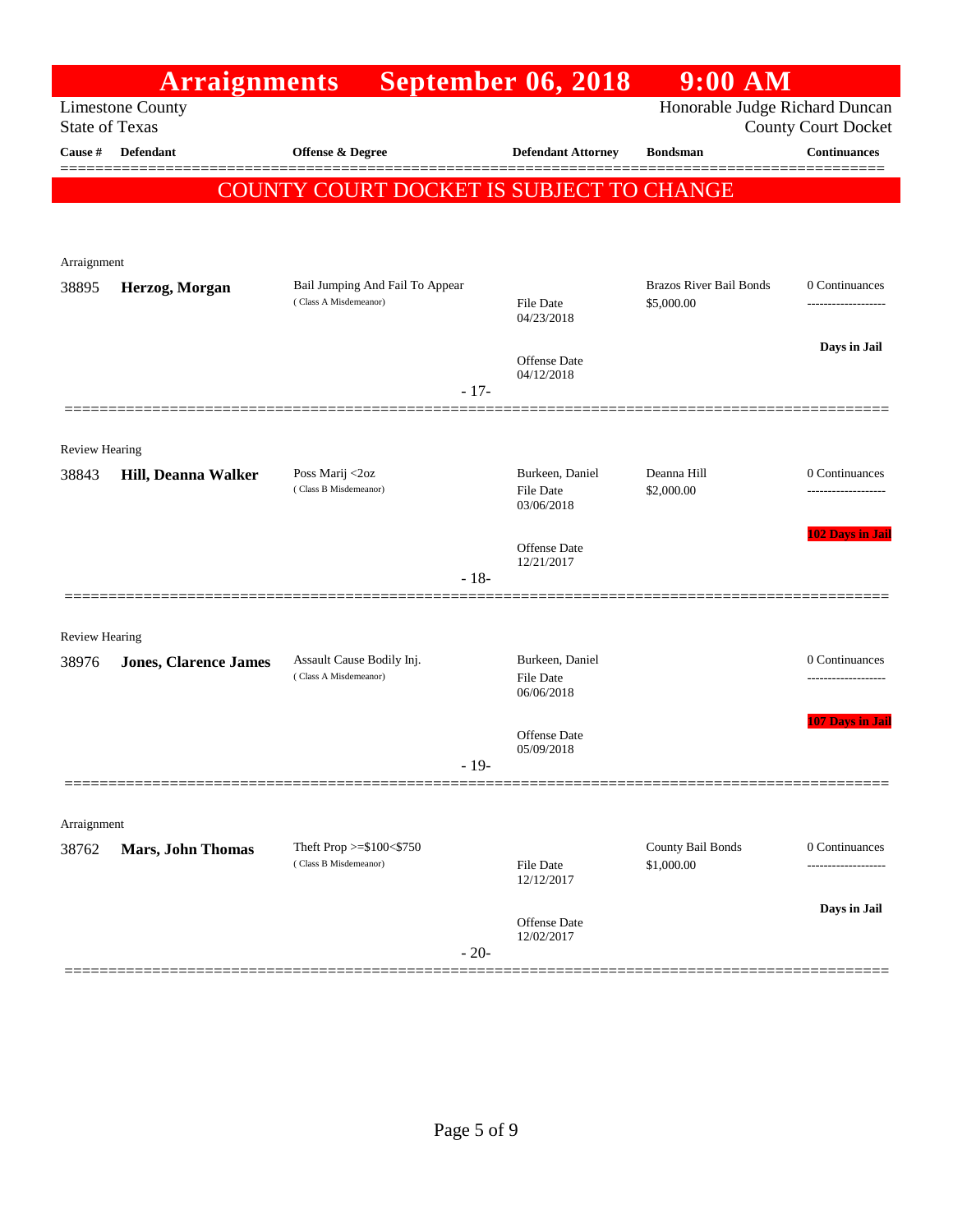# Arraignments September 06, 2018 9:00 AM

Limestone County
State of Texas

Honorable Judge Richard Duncan
County Court Docket

**COUNTY COURT DOCKET IS SUBJECT TO CHANGE**

| Cause # | Defendant | Offense & Degree | Defendant Attorney | Bondsman | Continuances |
|---|---|---|---|---|---|
| **Arraignment** | | | | | |
| 38895 | **Herzog, Morgan** | Bail Jumping And Fail To Appear (Class A Misdemeanor) | File Date 04/23/2018<br>Offense Date 04/12/2018 | Brazos River Bail Bonds<br>$5,000.00 | 0 Continuances<br>Days in Jail |
| | | - 17- | | | |
| **Review Hearing** | | | | | |
| 38843 | **Hill, Deanna Walker** | Poss Marij <2oz (Class B Misdemeanor) | Burkeen, Daniel<br>File Date 03/06/2018<br>Offense Date 12/21/2017 | Deanna Hill<br>$2,000.00 | 0 Continuances<br>102 Days in Jail |
| | | - 18- | | | |
| **Review Hearing** | | | | | |
| 38976 | **Jones, Clarence James** | Assault Cause Bodily Inj. (Class A Misdemeanor) | Burkeen, Daniel<br>File Date 06/06/2018<br>Offense Date 05/09/2018 | | 0 Continuances<br>107 Days in Jail |
| | | - 19- | | | |
| **Arraignment** | | | | | |
| 38762 | **Mars, John Thomas** | Theft Prop >=$100<$750 (Class B Misdemeanor) | File Date 12/12/2017<br>Offense Date 12/02/2017 | County Bail Bonds<br>$1,000.00 | 0 Continuances<br>Days in Jail |
| | | - 20- | | | |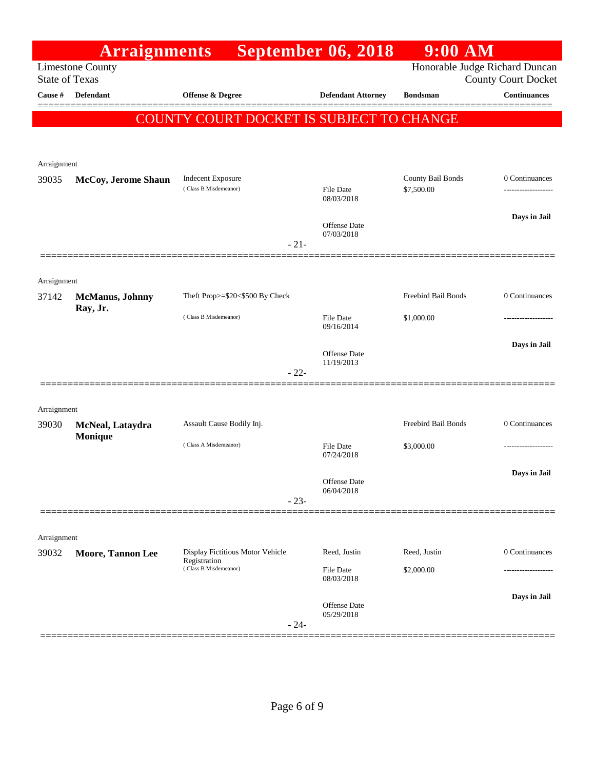# Arraignments September 06, 2018 9:00 AM

Limestone County
State of Texas

Honorable Judge Richard Duncan
County Court Docket

**COUNTY COURT DOCKET IS SUBJECT TO CHANGE**

| Cause # | Defendant | Offense & Degree | Defendant Attorney | Bondsman | Continuances |
|---|---|---|---|---|---|
| Arraignment | | | | | |
| 39035 | **McCoy, Jerome Shaun** | Indecent Exposure (Class B Misdemeanor) | File Date 08/03/2018; Offense Date 07/03/2018 | County Bail Bonds $7,500.00 | 0 Continuances; Days in Jail |
| | | | - 21- | | |
| Arraignment | | | | | |
| 37142 | **McManus, Johnny Ray, Jr.** | Theft Prop>=$20<$500 By Check (Class B Misdemeanor) | File Date 09/16/2014; Offense Date 11/19/2013 | Freebird Bail Bonds $1,000.00 | 0 Continuances; Days in Jail |
| | | | - 22- | | |
| Arraignment | | | | | |
| 39030 | **McNeal, Lataydra Monique** | Assault Cause Bodily Inj. (Class A Misdemeanor) | File Date 07/24/2018; Offense Date 06/04/2018 | Freebird Bail Bonds $3,000.00 | 0 Continuances; Days in Jail |
| | | | - 23- | | |
| Arraignment | | | | | |
| 39032 | **Moore, Tannon Lee** | Display Fictitious Motor Vehicle Registration (Class B Misdemeanor) | Reed, Justin; File Date 08/03/2018; Offense Date 05/29/2018 | Reed, Justin $2,000.00 | 0 Continuances; Days in Jail |
| | | | - 24- | | |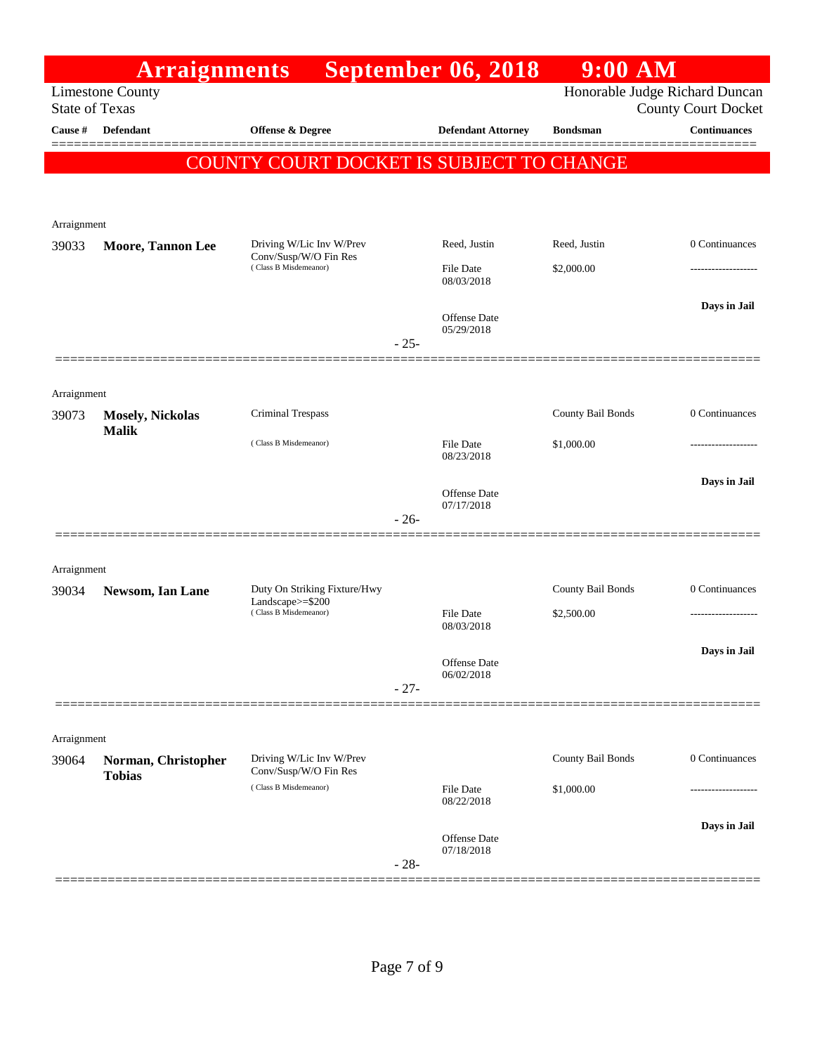# Arraignments September 06, 2018 9:00 AM

Limestone County
State of Texas

Honorable Judge Richard Duncan
County Court Docket

**COUNTY COURT DOCKET IS SUBJECT TO CHANGE**

| Cause # | Defendant | Offense & Degree | Defendant Attorney | Bondsman | Continuances |
|---|---|---|---|---|---|
| Arraignment | | | | | |
| 39033 | **Moore, Tannon Lee** | Driving W/Lic Inv W/Prev Conv/Susp/W/O Fin Res (Class B Misdemeanor) | Reed, Justin | Reed, Justin | 0 Continuances |
| | | | File Date 08/03/2018 | $2,000.00 | ------------------- |
| | | | Offense Date 05/29/2018 | | **Days in Jail** |
| | | - 25- | | | |
| Arraignment | | | | | |
| 39073 | **Mosely, Nickolas Malik** | Criminal Trespass (Class B Misdemeanor) | | County Bail Bonds | 0 Continuances |
| | | | File Date 08/23/2018 | $1,000.00 | ------------------- |
| | | | Offense Date 07/17/2018 | | **Days in Jail** |
| | | - 26- | | | |
| Arraignment | | | | | |
| 39034 | **Newsom, Ian Lane** | Duty On Striking Fixture/Hwy Landscape>=$200 (Class B Misdemeanor) | | County Bail Bonds | 0 Continuances |
| | | | File Date 08/03/2018 | $2,500.00 | ------------------- |
| | | | Offense Date 06/02/2018 | | **Days in Jail** |
| | | - 27- | | | |
| Arraignment | | | | | |
| 39064 | **Norman, Christopher Tobias** | Driving W/Lic Inv W/Prev Conv/Susp/W/O Fin Res (Class B Misdemeanor) | | County Bail Bonds | 0 Continuances |
| | | | File Date 08/22/2018 | $1,000.00 | ------------------- |
| | | | Offense Date 07/18/2018 | | **Days in Jail** |
| | | - 28- | | | |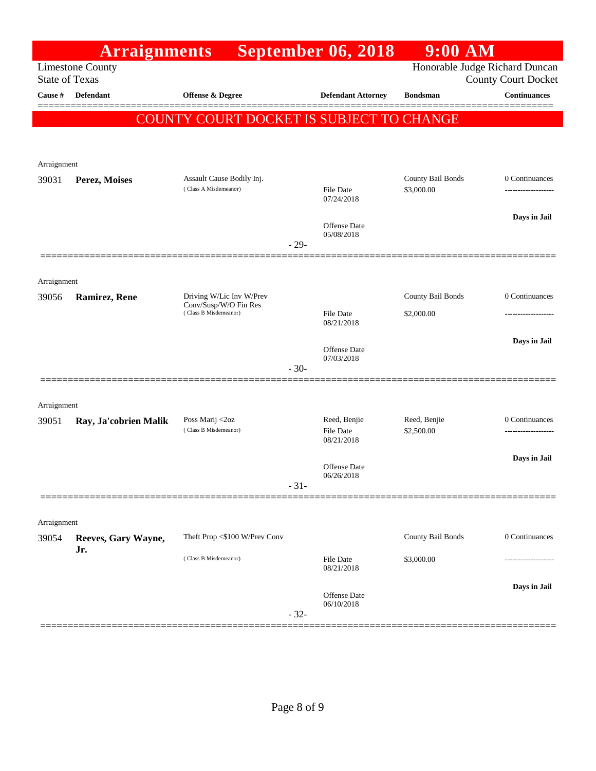# Arraignments September 06, 2018 9:00 AM

Limestone County
State of Texas

Honorable Judge Richard Duncan
County Court Docket

**COUNTY COURT DOCKET IS SUBJECT TO CHANGE**

| Cause # | Defendant | Offense & Degree | Defendant Attorney | Bondsman | Continuances |
|---|---|---|---|---|---|
| Arraignment | | | | | |
| 39031 | **Perez, Moises** | Assault Cause Bodily Inj. (Class A Misdemeanor) | File Date 07/24/2018; Offense Date 05/08/2018 | County Bail Bonds $3,000.00 | 0 Continuances; Days in Jail |
| | | | - 29- | | |
| Arraignment | | | | | |
| 39056 | **Ramirez, Rene** | Driving W/Lic Inv W/Prev Conv/Susp/W/O Fin Res (Class B Misdemeanor) | File Date 08/21/2018; Offense Date 07/03/2018 | County Bail Bonds $2,000.00 | 0 Continuances; Days in Jail |
| | | | - 30- | | |
| Arraignment | | | | | |
| 39051 | **Ray, Ja'cobrien Malik** | Poss Marij <2oz (Class B Misdemeanor) | Reed, Benjie; File Date 08/21/2018; Offense Date 06/26/2018 | Reed, Benjie $2,500.00 | 0 Continuances; Days in Jail |
| | | | - 31- | | |
| Arraignment | | | | | |
| 39054 | **Reeves, Gary Wayne, Jr.** | Theft Prop <$100 W/Prev Conv (Class B Misdemeanor) | File Date 08/21/2018; Offense Date 06/10/2018 | County Bail Bonds $3,000.00 | 0 Continuances; Days in Jail |
| | | | - 32- | | |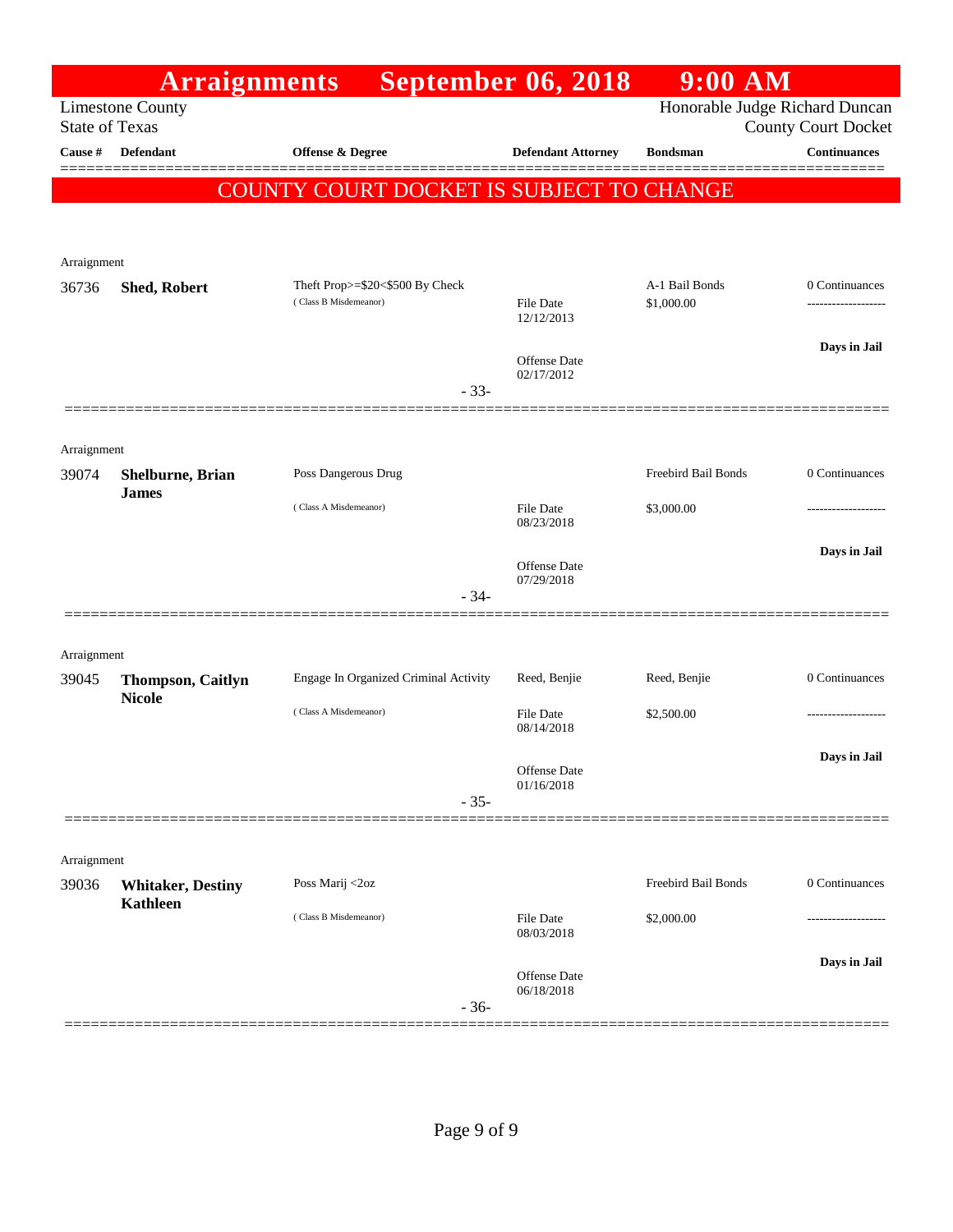# Arraignments September 06, 2018 9:00 AM

Limestone County
State of Texas

Honorable Judge Richard Duncan
County Court Docket

**COUNTY COURT DOCKET IS SUBJECT TO CHANGE**

| Cause # | Defendant | Offense & Degree | Defendant Attorney | Bondsman | Continuances |
|---|---|---|---|---|---|
| Arraignment | | | | | |
| 36736 | **Shed, Robert** | Theft Prop>=$20<$500 By Check (Class B Misdemeanor) | File Date 12/12/2013 Offense Date 02/17/2012 | A-1 Bail Bonds $1,000.00 | 0 Continuances ------------------- Days in Jail |
| | | - 33- | | | |
| Arraignment | | | | | |
| 39074 | **Shelburne, Brian James** | Poss Dangerous Drug (Class A Misdemeanor) | File Date 08/23/2018 Offense Date 07/29/2018 | Freebird Bail Bonds $3,000.00 | 0 Continuances ------------------- Days in Jail |
| | | - 34- | | | |
| Arraignment | | | | | |
| 39045 | **Thompson, Caitlyn Nicole** | Engage In Organized Criminal Activity (Class A Misdemeanor) | Reed, Benjie File Date 08/14/2018 Offense Date 01/16/2018 | Reed, Benjie $2,500.00 | 0 Continuances ------------------- Days in Jail |
| | | - 35- | | | |
| Arraignment | | | | | |
| 39036 | **Whitaker, Destiny Kathleen** | Poss Marij <2oz (Class B Misdemeanor) | File Date 08/03/2018 Offense Date 06/18/2018 | Freebird Bail Bonds $2,000.00 | 0 Continuances ------------------- Days in Jail |
| | | - 36- | | | |